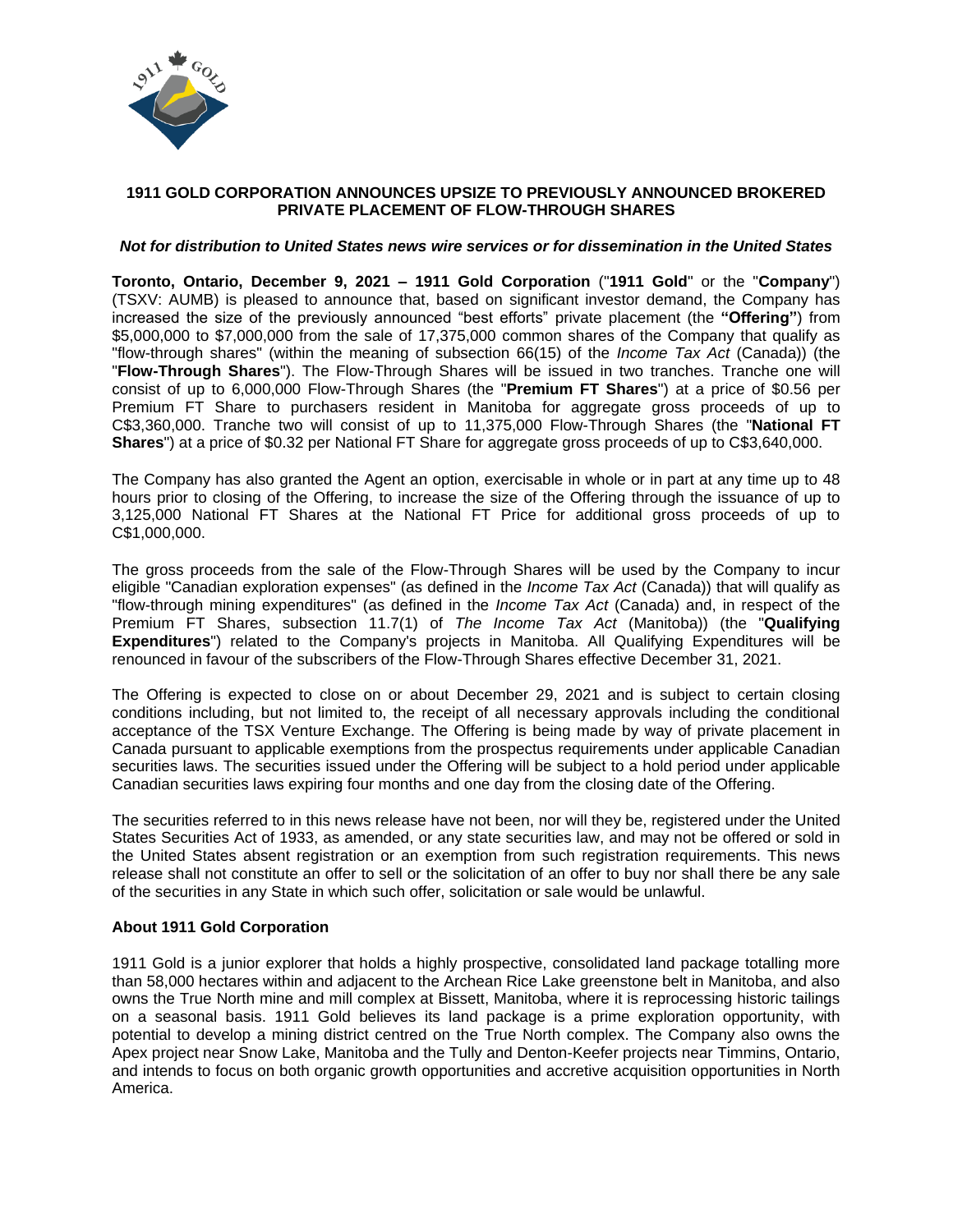# 1911 GOLD CORPORATION ANNOUNCES UPSIZE TO PREVIOUSLY ANNOUNCED BROKERED PRIVATE PLACEMENT OF FLOW-THROUGH SHARES

***Not for distribution to United States news wire services or for dissemination in the United States***

**Toronto, Ontario, December 9, 2021 – 1911 Gold Corporation** ("**1911 Gold**" or the "**Company**") (TSXV: AUMB) is pleased to announce that, based on significant investor demand, the Company has increased the size of the previously announced "best efforts" private placement (the **"Offering"**) from $5,000,000 to $7,000,000 from the sale of 17,375,000 common shares of the Company that qualify as "flow-through shares" (within the meaning of subsection 66(15) of the *Income Tax Act* (Canada)) (the "**Flow-Through Shares**"). The Flow-Through Shares will be issued in two tranches. Tranche one will consist of up to 6,000,000 Flow-Through Shares (the "**Premium FT Shares**") at a price of $0.56 per Premium FT Share to purchasers resident in Manitoba for aggregate gross proceeds of up to C$3,360,000. Tranche two will consist of up to 11,375,000 Flow-Through Shares (the "**National FT Shares**") at a price of $0.32 per National FT Share for aggregate gross proceeds of up to C$3,640,000.

The Company has also granted the Agent an option, exercisable in whole or in part at any time up to 48 hours prior to closing of the Offering, to increase the size of the Offering through the issuance of up to 3,125,000 National FT Shares at the National FT Price for additional gross proceeds of up to C$1,000,000.

The gross proceeds from the sale of the Flow-Through Shares will be used by the Company to incur eligible "Canadian exploration expenses" (as defined in the *Income Tax Act* (Canada)) that will qualify as "flow-through mining expenditures" (as defined in the *Income Tax Act* (Canada) and, in respect of the Premium FT Shares, subsection 11.7(1) of *The Income Tax Act* (Manitoba)) (the "**Qualifying Expenditures**") related to the Company's projects in Manitoba. All Qualifying Expenditures will be renounced in favour of the subscribers of the Flow-Through Shares effective December 31, 2021.

The Offering is expected to close on or about December 29, 2021 and is subject to certain closing conditions including, but not limited to, the receipt of all necessary approvals including the conditional acceptance of the TSX Venture Exchange. The Offering is being made by way of private placement in Canada pursuant to applicable exemptions from the prospectus requirements under applicable Canadian securities laws. The securities issued under the Offering will be subject to a hold period under applicable Canadian securities laws expiring four months and one day from the closing date of the Offering.

The securities referred to in this news release have not been, nor will they be, registered under the United States Securities Act of 1933, as amended, or any state securities law, and may not be offered or sold in the United States absent registration or an exemption from such registration requirements. This news release shall not constitute an offer to sell or the solicitation of an offer to buy nor shall there be any sale of the securities in any State in which such offer, solicitation or sale would be unlawful.

## About 1911 Gold Corporation

1911 Gold is a junior explorer that holds a highly prospective, consolidated land package totalling more than 58,000 hectares within and adjacent to the Archean Rice Lake greenstone belt in Manitoba, and also owns the True North mine and mill complex at Bissett, Manitoba, where it is reprocessing historic tailings on a seasonal basis. 1911 Gold believes its land package is a prime exploration opportunity, with potential to develop a mining district centred on the True North complex. The Company also owns the Apex project near Snow Lake, Manitoba and the Tully and Denton-Keefer projects near Timmins, Ontario, and intends to focus on both organic growth opportunities and accretive acquisition opportunities in North America.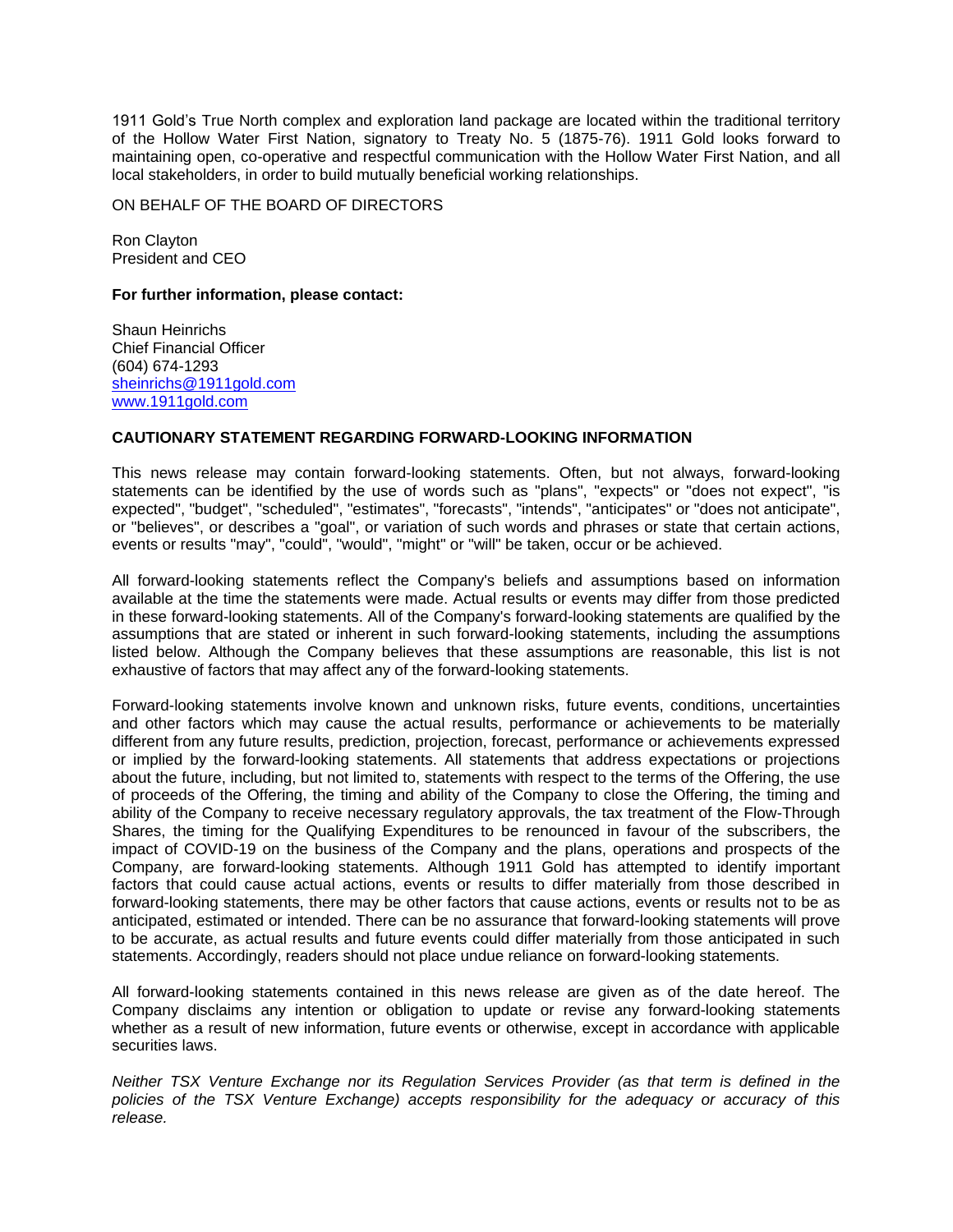1911 Gold's True North complex and exploration land package are located within the traditional territory of the Hollow Water First Nation, signatory to Treaty No. 5 (1875-76). 1911 Gold looks forward to maintaining open, co-operative and respectful communication with the Hollow Water First Nation, and all local stakeholders, in order to build mutually beneficial working relationships.

ON BEHALF OF THE BOARD OF DIRECTORS

Ron Clayton
President and CEO

**For further information, please contact:**

Shaun Heinrichs
Chief Financial Officer
(604) 674-1293
sheinrichs@1911gold.com
www.1911gold.com

**CAUTIONARY STATEMENT REGARDING FORWARD-LOOKING INFORMATION**

This news release may contain forward-looking statements. Often, but not always, forward-looking statements can be identified by the use of words such as "plans", "expects" or "does not expect", "is expected", "budget", "scheduled", "estimates", "forecasts", "intends", "anticipates" or "does not anticipate", or "believes", or describes a "goal", or variation of such words and phrases or state that certain actions, events or results "may", "could", "would", "might" or "will" be taken, occur or be achieved.

All forward-looking statements reflect the Company's beliefs and assumptions based on information available at the time the statements were made. Actual results or events may differ from those predicted in these forward-looking statements. All of the Company's forward-looking statements are qualified by the assumptions that are stated or inherent in such forward-looking statements, including the assumptions listed below. Although the Company believes that these assumptions are reasonable, this list is not exhaustive of factors that may affect any of the forward-looking statements.

Forward-looking statements involve known and unknown risks, future events, conditions, uncertainties and other factors which may cause the actual results, performance or achievements to be materially different from any future results, prediction, projection, forecast, performance or achievements expressed or implied by the forward-looking statements. All statements that address expectations or projections about the future, including, but not limited to, statements with respect to the terms of the Offering, the use of proceeds of the Offering, the timing and ability of the Company to close the Offering, the timing and ability of the Company to receive necessary regulatory approvals, the tax treatment of the Flow-Through Shares, the timing for the Qualifying Expenditures to be renounced in favour of the subscribers, the impact of COVID-19 on the business of the Company and the plans, operations and prospects of the Company, are forward-looking statements. Although 1911 Gold has attempted to identify important factors that could cause actual actions, events or results to differ materially from those described in forward-looking statements, there may be other factors that cause actions, events or results not to be as anticipated, estimated or intended. There can be no assurance that forward-looking statements will prove to be accurate, as actual results and future events could differ materially from those anticipated in such statements. Accordingly, readers should not place undue reliance on forward-looking statements.

All forward-looking statements contained in this news release are given as of the date hereof. The Company disclaims any intention or obligation to update or revise any forward-looking statements whether as a result of new information, future events or otherwise, except in accordance with applicable securities laws.

*Neither TSX Venture Exchange nor its Regulation Services Provider (as that term is defined in the policies of the TSX Venture Exchange) accepts responsibility for the adequacy or accuracy of this release.*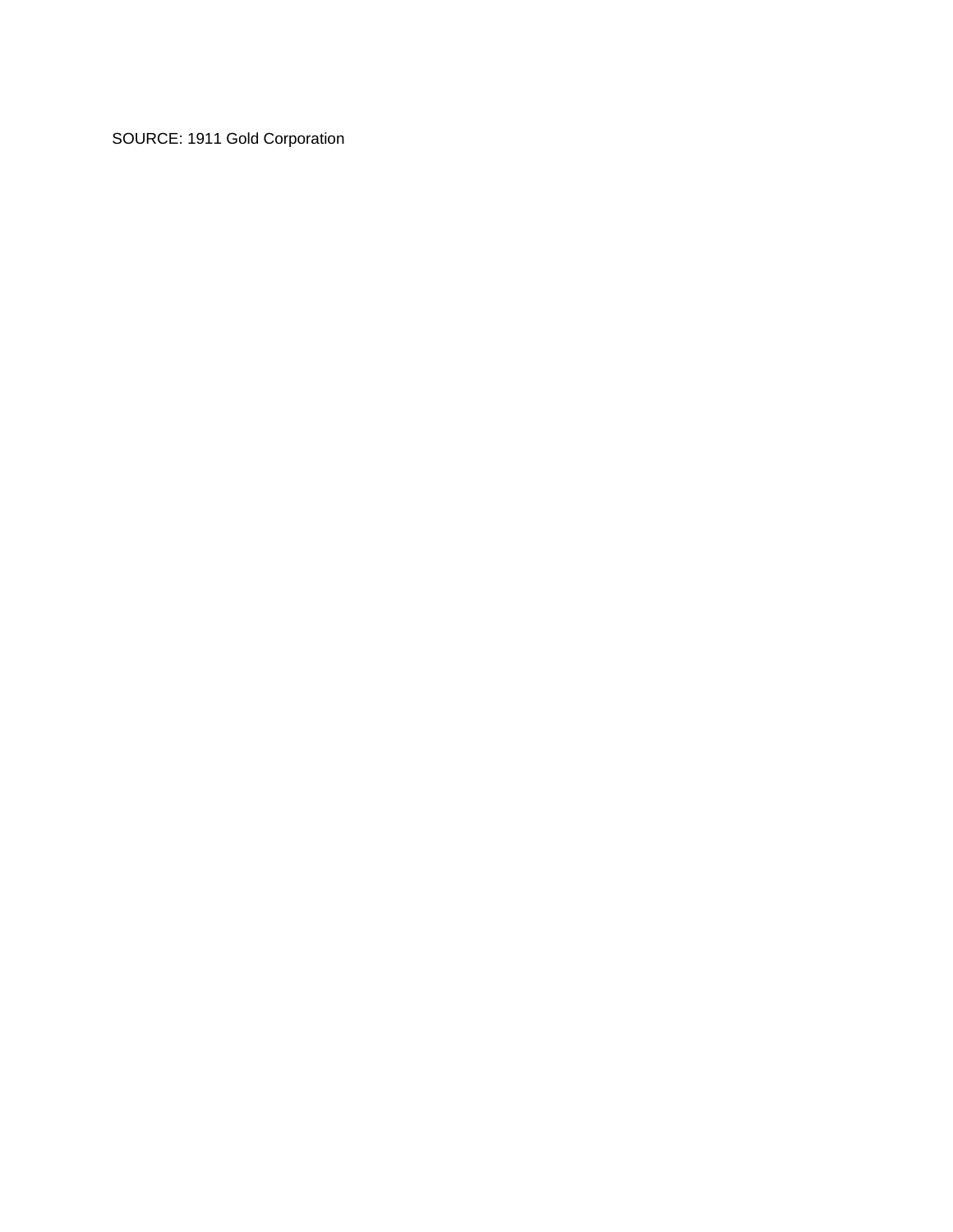SOURCE: 1911 Gold Corporation